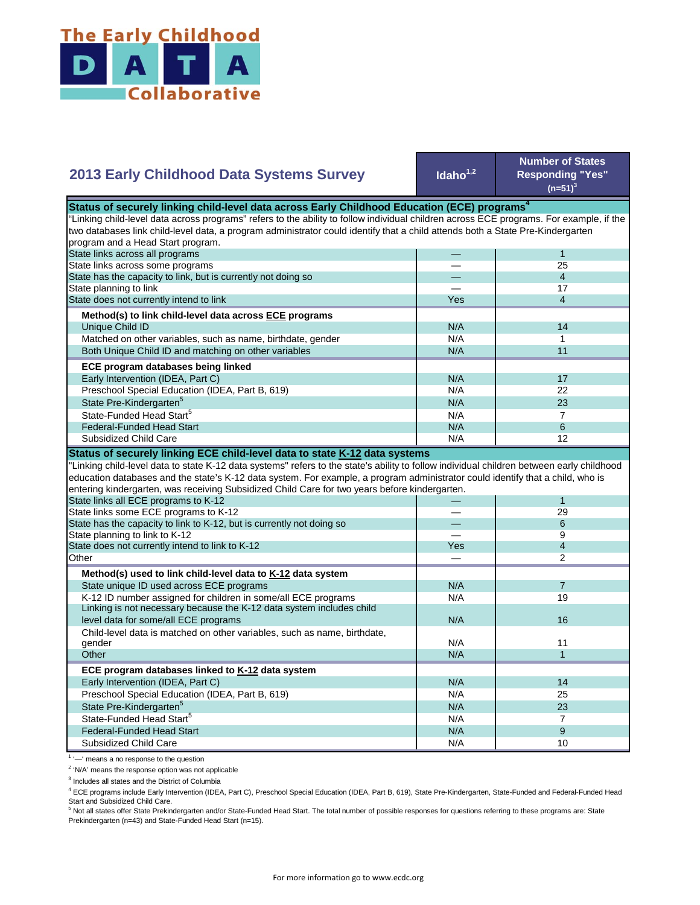# The Early Childhood DATA Collaborative

## 2013 Early Childhood Data Systems Survey

| | Idaho[1,2] | Number of States Responding "Yes" (n=51)[3] |
|---|---|---|
| **Status of securely linking child-level data across Early Childhood Education (ECE) programs[4]** | | |
| "Linking child-level data across programs" refers to the ability to follow individual children across ECE programs. For example, if the two databases link child-level data, a program administrator could identify that a child attends both a State Pre-Kindergarten program and a Head Start program. | | |
| State links across all programs | — | 1 |
| State links across some programs | — | 25 |
| State has the capacity to link, but is currently not doing so | — | 4 |
| State planning to link | — | 17 |
| State does not currently intend to link | Yes | 4 |
| **Method(s) to link child-level data across ECE programs** | | |
| Unique Child ID | N/A | 14 |
| Matched on other variables, such as name, birthdate, gender | N/A | 1 |
| Both Unique Child ID and matching on other variables | N/A | 11 |
| **ECE program databases being linked** | | |
| Early Intervention (IDEA, Part C) | N/A | 17 |
| Preschool Special Education (IDEA, Part B, 619) | N/A | 22 |
| State Pre-Kindergarten[5] | N/A | 23 |
| State-Funded Head Start[5] | N/A | 7 |
| Federal-Funded Head Start | N/A | 6 |
| Subsidized Child Care | N/A | 12 |
| **Status of securely linking ECE child-level data to state K-12 data systems** | | |
| "Linking child-level data to state K-12 data systems" refers to the state's ability to follow individual children between early childhood education databases and the state's K-12 data system. For example, a program administrator could identify that a child, who is entering kindergarten, was receiving Subsidized Child Care for two years before kindergarten. | | |
| State links all ECE programs to K-12 | — | 1 |
| State links some ECE programs to K-12 | — | 29 |
| State has the capacity to link to K-12, but is currently not doing so | — | 6 |
| State planning to link to K-12 | — | 9 |
| State does not currently intend to link to K-12 | Yes | 4 |
| Other | — | 2 |
| **Method(s) used to link child-level data to K-12 data system** | | |
| State unique ID used across ECE programs | N/A | 7 |
| K-12 ID number assigned for children in some/all ECE programs | N/A | 19 |
| Linking is not necessary because the K-12 data system includes child level data for some/all ECE programs | N/A | 16 |
| Child-level data is matched on other variables, such as name, birthdate, gender | N/A | 11 |
| Other | N/A | 1 |
| **ECE program databases linked to K-12 data system** | | |
| Early Intervention (IDEA, Part C) | N/A | 14 |
| Preschool Special Education (IDEA, Part B, 619) | N/A | 25 |
| State Pre-Kindergarten[5] | N/A | 23 |
| State-Funded Head Start[5] | N/A | 7 |
| Federal-Funded Head Start | N/A | 9 |
| Subsidized Child Care | N/A | 10 |

[1] '—' means a no response to the question

[2] 'N/A' means the response option was not applicable

[3] Includes all states and the District of Columbia

[4] ECE programs include Early Intervention (IDEA, Part C), Preschool Special Education (IDEA, Part B, 619), State Pre-Kindergarten, State-Funded and Federal-Funded Head Start and Subsidized Child Care.

[5] Not all states offer State Prekindergarten and/or State-Funded Head Start. The total number of possible responses for questions referring to these programs are: State Prekindergarten (n=43) and State-Funded Head Start (n=15).

For more information go to www.ecdc.org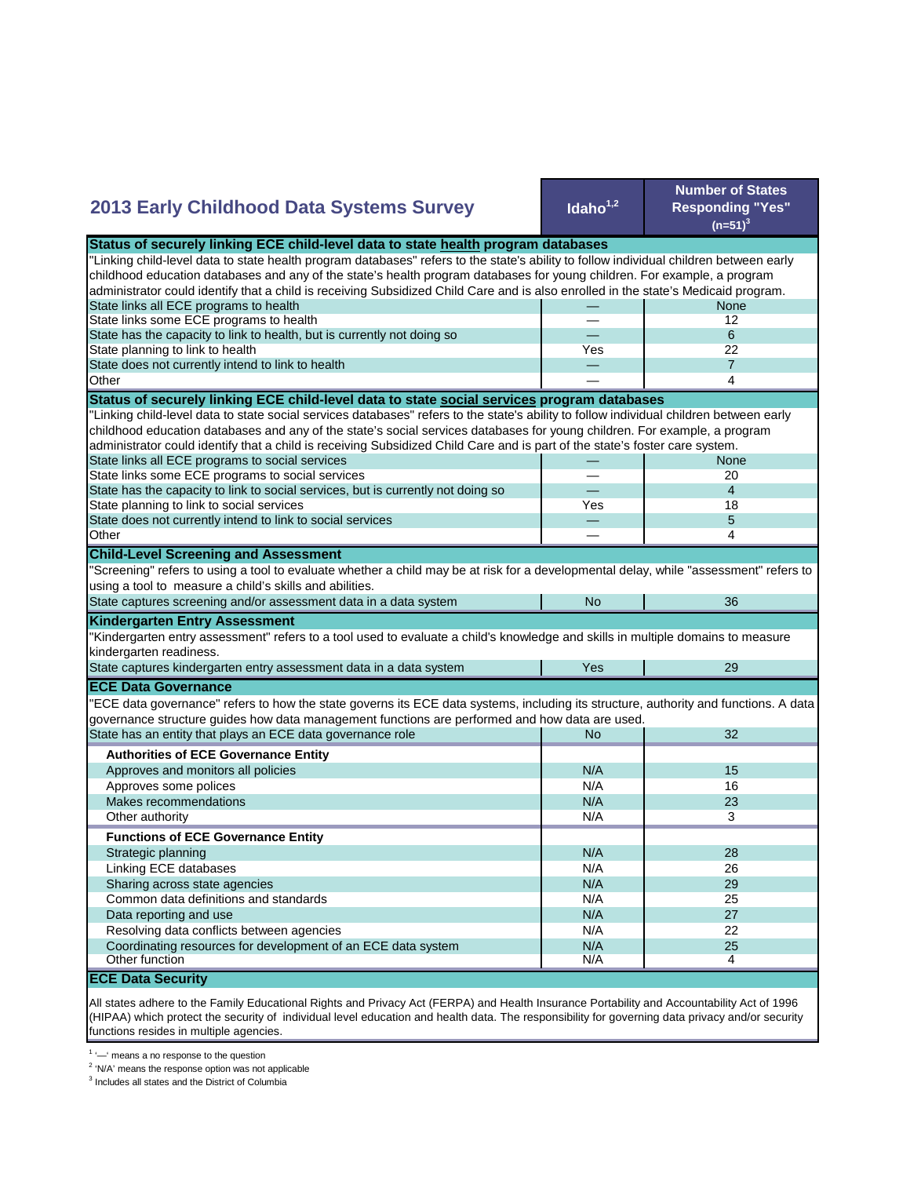| 2013 Early Childhood Data Systems Survey | Idaho[1,2] | Number of States Responding "Yes" (n=51)[3] |
|---|---|---|
| **Status of securely linking ECE child-level data to state health program databases** | | |
| "Linking child-level data to state health program databases" refers to the state's ability to follow individual children between early childhood education databases and any of the state's health program databases for young children. For example, a program administrator could identify that a child is receiving Subsidized Child Care and is also enrolled in the state's Medicaid program. | | |
| State links all ECE programs to health | — | None |
| State links some ECE programs to health | — | 12 |
| State has the capacity to link to health, but is currently not doing so | — | 6 |
| State planning to link to health | Yes | 22 |
| State does not currently intend to link to health | — | 7 |
| Other | — | 4 |
| **Status of securely linking ECE child-level data to state social services program databases** | | |
| "Linking child-level data to state social services databases" refers to the state's ability to follow individual children between early childhood education databases and any of the state's social services databases for young children. For example, a program administrator could identify that a child is receiving Subsidized Child Care and is part of the state's foster care system. | | |
| State links all ECE programs to social services | — | None |
| State links some ECE programs to social services | — | 20 |
| State has the capacity to link to social services, but is currently not doing so | — | 4 |
| State planning to link to social services | Yes | 18 |
| State does not currently intend to link to social services | — | 5 |
| Other | — | 4 |
| **Child-Level Screening and Assessment** | | |
| "Screening" refers to using a tool to evaluate whether a child may be at risk for a developmental delay, while "assessment" refers to using a tool to measure a child's skills and abilities. | | |
| State captures screening and/or assessment data in a data system | No | 36 |
| **Kindergarten Entry Assessment** | | |
| "Kindergarten entry assessment" refers to a tool used to evaluate a child's knowledge and skills in multiple domains to measure kindergarten readiness. | | |
| State captures kindergarten entry assessment data in a data system | Yes | 29 |
| **ECE Data Governance** | | |
| "ECE data governance" refers to how the state governs its ECE data systems, including its structure, authority and functions. A data governance structure guides how data management functions are performed and how data are used. | | |
| State has an entity that plays an ECE data governance role | No | 32 |
| **Authorities of ECE Governance Entity** | | |
| Approves and monitors all policies | N/A | 15 |
| Approves some polices | N/A | 16 |
| Makes recommendations | N/A | 23 |
| Other authority | N/A | 3 |
| **Functions of ECE Governance Entity** | | |
| Strategic planning | N/A | 28 |
| Linking ECE databases | N/A | 26 |
| Sharing across state agencies | N/A | 29 |
| Common data definitions and standards | N/A | 25 |
| Data reporting and use | N/A | 27 |
| Resolving data conflicts between agencies | N/A | 22 |
| Coordinating resources for development of an ECE data system | N/A | 25 |
| Other function | N/A | 4 |
| **ECE Data Security** | | |
| All states adhere to the Family Educational Rights and Privacy Act (FERPA) and Health Insurance Portability and Accountability Act of 1996 (HIPAA) which protect the security of individual level education and health data. The responsibility for governing data privacy and/or security functions resides in multiple agencies. | | |

[1] '—' means a no response to the question

[2] 'N/A' means the response option was not applicable

[3] Includes all states and the District of Columbia